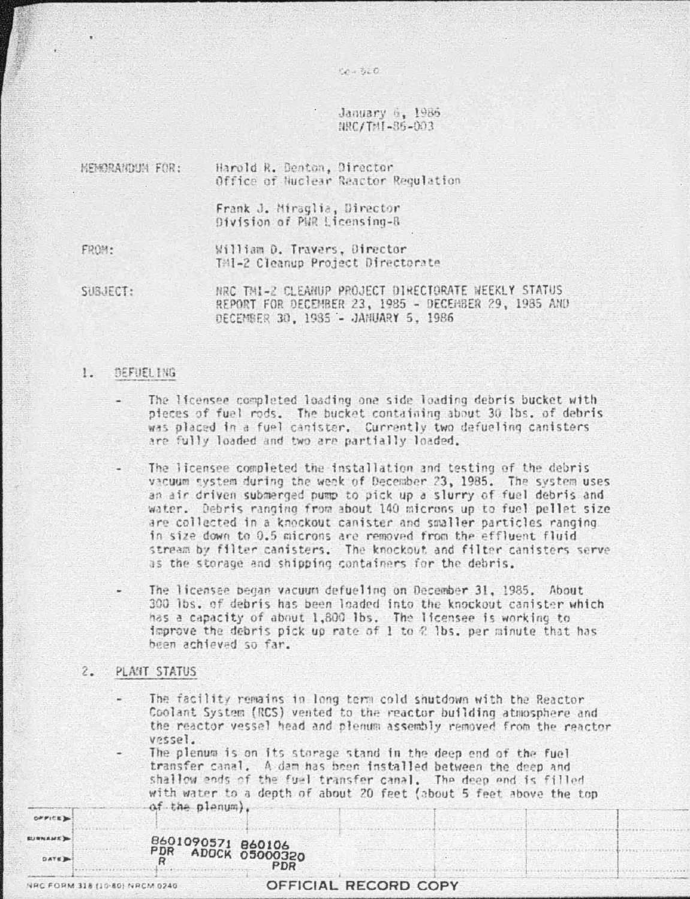January 6, 1986
NRC/TMI-86-003

MEMORANDUM FOR: Harold R. Denton, Director
Office of Nuclear Reactor Regulation

Frank J. Miraglia, Director
Division of PWR Licensing-B

FROM: William D. Travers, Director
TMI-2 Cleanup Project Directorate

SUBJECT: NRC TMI-2 CLEANUP PROJECT DIRECTORATE WEEKLY STATUS REPORT FOR DECEMBER 23, 1985 - DECEMBER 29, 1985 AND DECEMBER 30, 1985 - JANUARY 5, 1986

## 1. DEFUELING

- The licensee completed loading one side loading debris bucket with pieces of fuel rods. The bucket containing about 30 lbs. of debris was placed in a fuel canister. Currently two defueling canisters are fully loaded and two are partially loaded.

- The licensee completed the installation and testing of the debris vacuum system during the week of December 23, 1985. The system uses an air driven submerged pump to pick up a slurry of fuel debris and water. Debris ranging from about 140 microns up to fuel pellet size are collected in a knockout canister and smaller particles ranging in size down to 0.5 microns are removed from the effluent fluid stream by filter canisters. The knockout and filter canisters serve as the storage and shipping containers for the debris.

- The licensee began vacuum defueling on December 31, 1985. About 300 lbs. of debris has been loaded into the knockout canister which has a capacity of about 1,800 lbs. The licensee is working to improve the debris pick up rate of 1 to 2 lbs. per minute that has been achieved so far.

## 2. PLANT STATUS

- The facility remains in long term cold shutdown with the Reactor Coolant System (RCS) vented to the reactor building atmosphere and the reactor vessel head and plenum assembly removed from the reactor vessel.
- The plenum is on its storage stand in the deep end of the fuel transfer canal. A dam has been installed between the deep and shallow ends of the fuel transfer canal. The deep end is filled with water to a depth of about 20 feet (about 5 feet above the top of the plenum).

8601090571 860106
PDR ADOCK 05000320
R PDR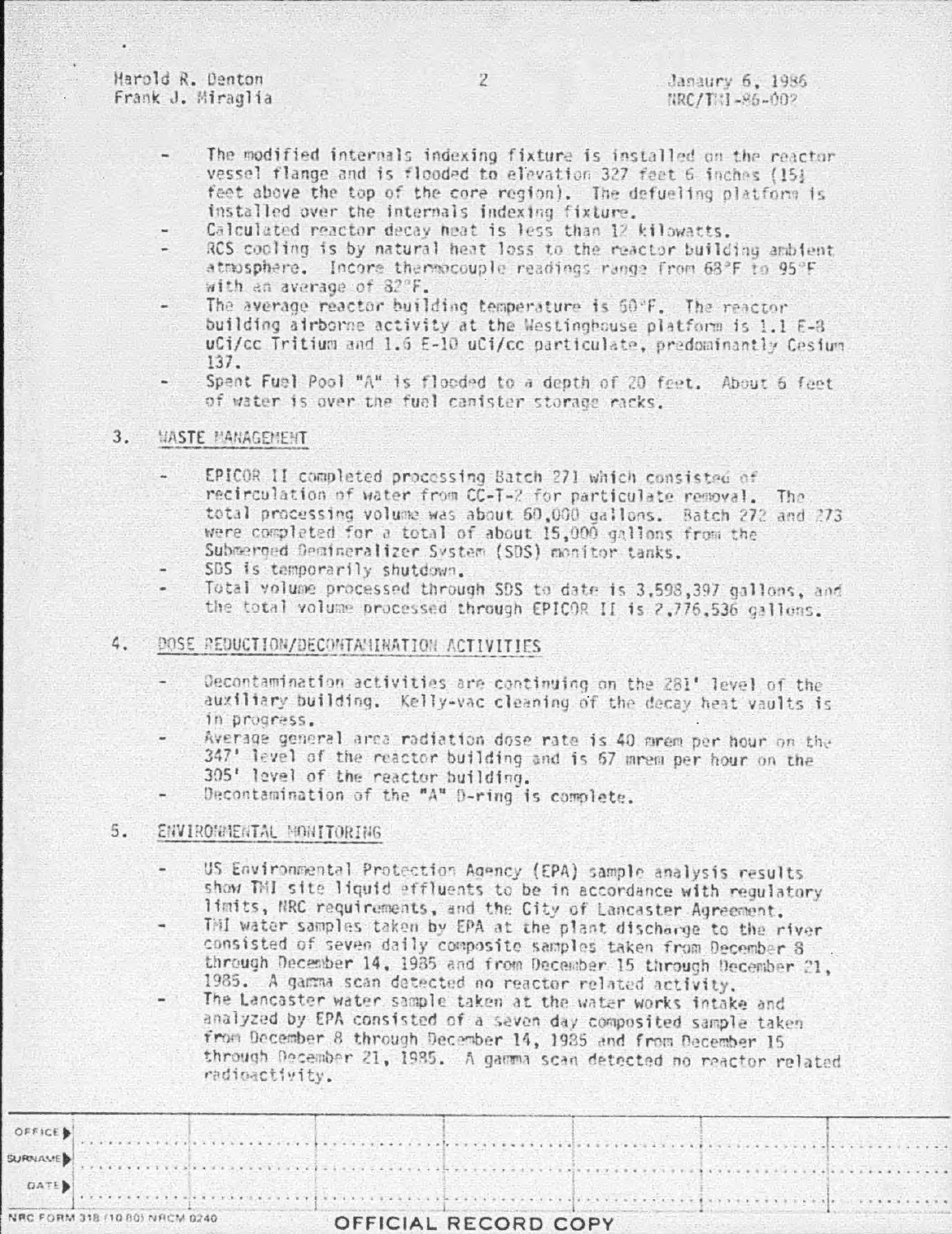- The modified internals indexing fixture is installed on the reactor vessel flange and is flooded to elevation 327 feet 6 inches (15½ feet above the top of the core region). The defueling platform is installed over the internals indexing fixture.
- Calculated reactor decay heat is less than 12 kilowatts.
- RCS cooling is by natural heat loss to the reactor building ambient atmosphere. Incore thermocouple readings range from 68°F to 95°F with an average of 82°F.
- The average reactor building temperature is 60°F. The reactor building airborne activity at the Westinghouse platform is 1.1 E-8 uCi/cc Tritium and 1.6 E-10 uCi/cc particulate, predominantly Cesium 137.
- Spent Fuel Pool "A" is flooded to a depth of 20 feet. About 6 feet of water is over the fuel canister storage racks.

## 3. WASTE MANAGEMENT

- EPICOR II completed processing Batch 271 which consisted of recirculation of water from CC-T-2 for particulate removal. The total processing volume was about 60,000 gallons. Batch 272 and 273 were completed for a total of about 15,000 gallons from the Submerged Demineralizer System (SDS) monitor tanks.
- SDS is temporarily shutdown.
- Total volume processed through SDS to date is 3,598,397 gallons, and the total volume processed through EPICOR II is 2,776,536 gallons.

## 4. DOSE REDUCTION/DECONTAMINATION ACTIVITIES

- Decontamination activities are continuing on the 281' level of the auxiliary building. Kelly-vac cleaning of the decay heat vaults is in progress.
- Average general area radiation dose rate is 40 mrem per hour on the 347' level of the reactor building and is 67 mrem per hour on the 305' level of the reactor building.
- Decontamination of the "A" D-ring is complete.

## 5. ENVIRONMENTAL MONITORING

- US Environmental Protection Agency (EPA) sample analysis results show TMI site liquid effluents to be in accordance with regulatory limits, NRC requirements, and the City of Lancaster Agreement.
- TMI water samples taken by EPA at the plant discharge to the river consisted of seven daily composite samples taken from December 8 through December 14, 1985 and from December 15 through December 21, 1985. A gamma scan detected no reactor related activity.
- The Lancaster water sample taken at the water works intake and analyzed by EPA consisted of a seven day composited sample taken from December 8 through December 14, 1985 and from December 15 through December 21, 1985. A gamma scan detected no reactor related radioactivity.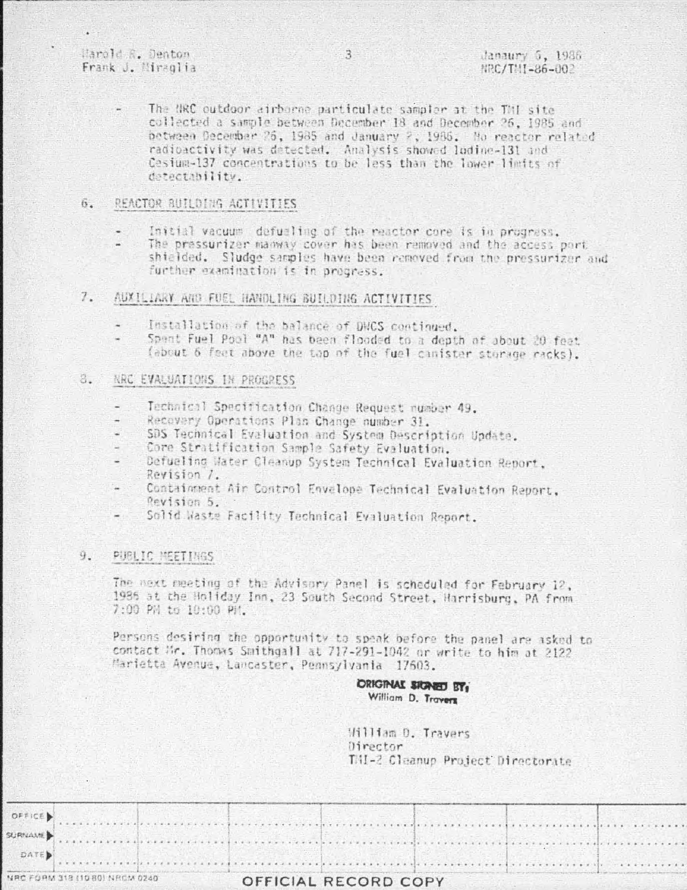- The NRC outdoor airborne particulate sampler at the TMI site collected a sample between December 18 and December 26, 1985 and between December 26, 1985 and January 2, 1986. No reactor related radioactivity was detected. Analysis showed Iodine-131 and Cesium-137 concentrations to be less than the lower limits of detectability.

## 6. REACTOR BUILDING ACTIVITIES

- Initial vacuum defueling of the reactor core is in progress.
- The pressurizer manway cover has been removed and the access port shielded. Sludge samples have been removed from the pressurizer and further examination is in progress.

## 7. AUXILIARY AND FUEL HANDLING BUILDING ACTIVITIES

- Installation of the balance of DWCS continued.
- Spent Fuel Pool "A" has been flooded to a depth of about 20 feet (about 6 feet above the top of the fuel canister storage racks).

## 8. NRC EVALUATIONS IN PROGRESS

- Technical Specification Change Request number 49.
- Recovery Operations Plan Change number 31.
- SDS Technical Evaluation and System Description Update.
- Core Stratification Sample Safety Evaluation.
- Defueling Water Cleanup System Technical Evaluation Report, Revision 7.
- Containment Air Control Envelope Technical Evaluation Report, Revision 5.
- Solid Waste Facility Technical Evaluation Report.

## 9. PUBLIC MEETINGS

The next meeting of the Advisory Panel is scheduled for February 12, 1986 at the Holiday Inn, 23 South Second Street, Harrisburg, PA from 7:00 PM to 10:00 PM.

Persons desiring the opportunity to speak before the panel are asked to contact Mr. Thomas Smithgall at 717-291-1042 or write to him at 2122 Marietta Avenue, Lancaster, Pennsylvania 17603.

ORIGINAL SIGNED BY:
William D. Travers

William D. Travers
Director
TMI-2 Cleanup Project Directorate

| OFFICE | | | | | | |
|---|---|---|---|---|---|---|
| SURNAME | | | | | | |
| DATE | | | | | | |

NRC FORM 318 (10 80) NRCM 0240

OFFICIAL RECORD COPY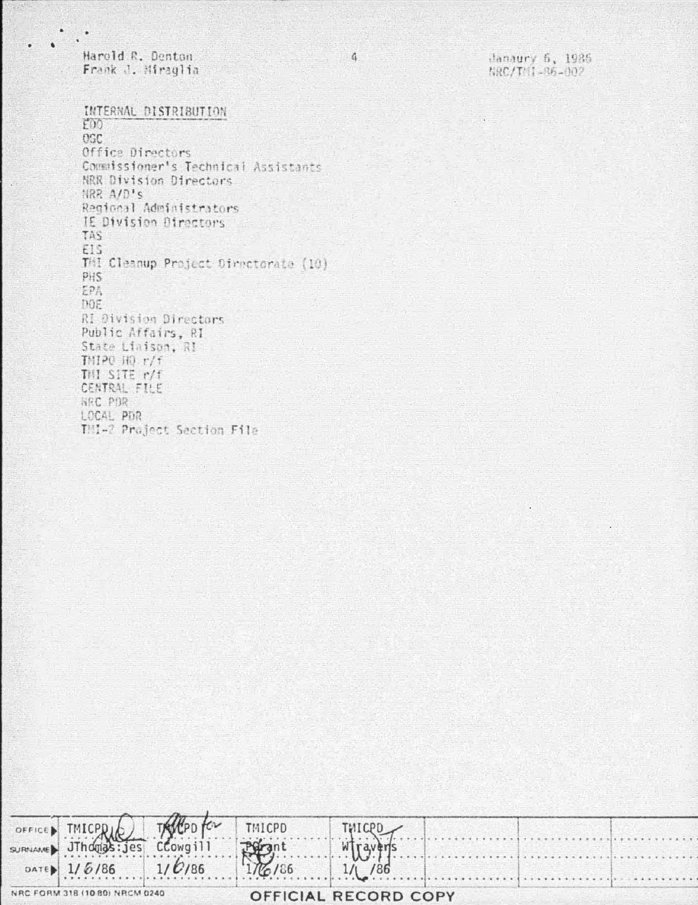Harold R. Denton
Frank J. Miraglia

Janaury 6, 1986
NRC/TMI-86-002

INTERNAL DISTRIBUTION
EDO
OGC
Office Directors
Commissioner's Technical Assistants
NRR Division Directors
NRR A/D's
Regional Administrators
IE Division Directors
TAS
EIS
TMI Cleanup Project Directorate (10)
PHS
EPA
DOE
RI Division Directors
Public Affairs, RI
State Liaison, RI
TMIPO HQ r/f
TMI SITE r/f
CENTRAL FILE
NRC PDR
LOCAL PDR
TMI-2 Project Section File

| | | | | | | | |
|---|---|---|---|---|---|---|---|
| OFFICE | TMICPD | TMICPD for | TMICPD | TMICPD | | | |
| SURNAME | JThomas:jes | CCowgill | PGrant | WTravers | | | |
| DATE | 1/6/86 | 1/6/86 | 1/6/86 | 1/ /86 | | | |

NRC FORM 318 (10 80) NRCM 0240

OFFICIAL RECORD COPY